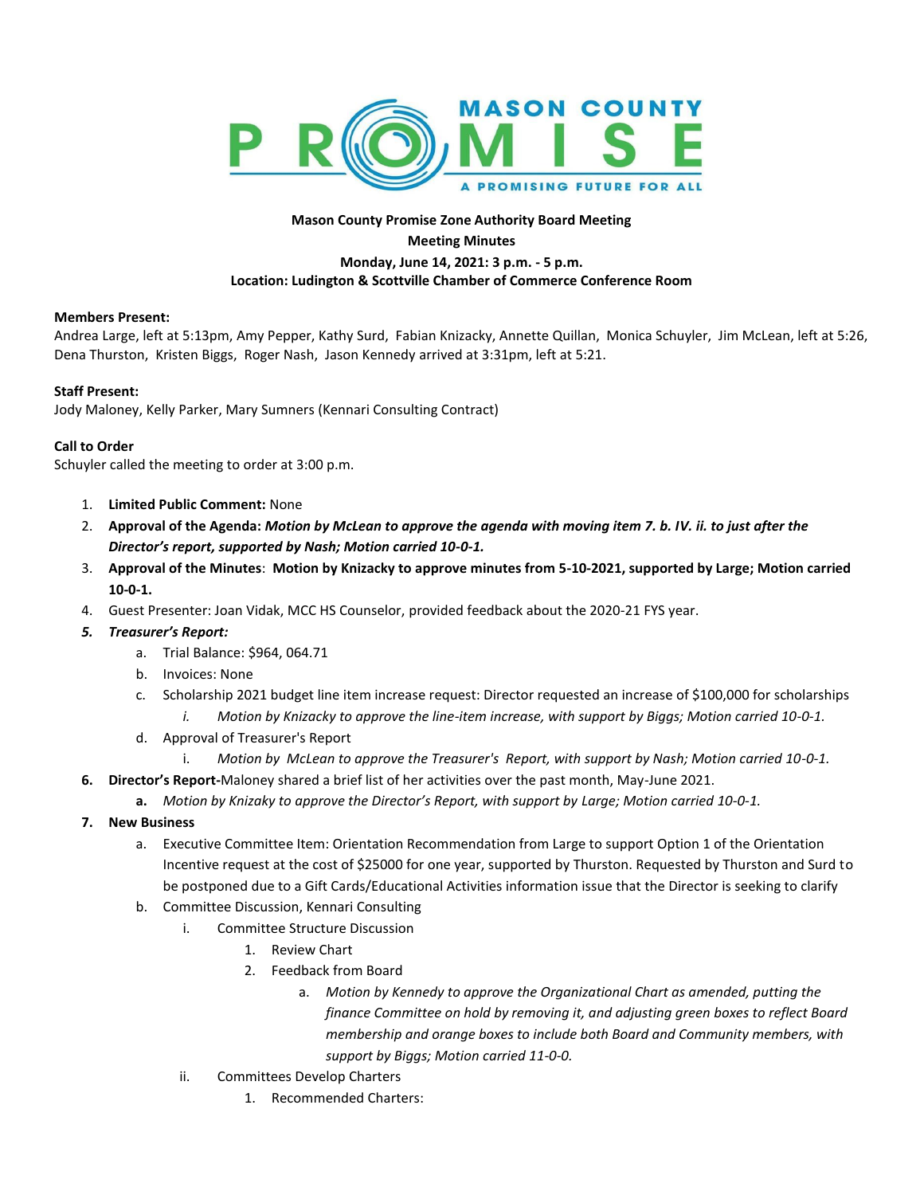**Mason County Promise Zone Authority Board Meeting**

**Meeting Minutes**

**Monday, June 14, 2021: 3 p.m. - 5 p.m.**

**Location: Ludington & Scottville Chamber of Commerce Conference Room**

**Members Present:**

Andrea Large, left at 5:13pm, Amy Pepper, Kathy Surd, Fabian Knizacky, Annette Quillan, Monica Schuyler, Jim McLean, left at 5:26, Dena Thurston, Kristen Biggs, Roger Nash, Jason Kennedy arrived at 3:31pm, left at 5:21.

**Staff Present:**

Jody Maloney, Kelly Parker, Mary Sumners (Kennari Consulting Contract)

**Call to Order**

Schuyler called the meeting to order at 3:00 p.m.

1. **Limited Public Comment:** None
2. **Approval of the Agenda:** ***Motion by McLean to approve the agenda with moving item 7. b. IV. ii. to just after the Director's report, supported by Nash; Motion carried 10-0-1.***
3. **Approval of the Minutes**: **Motion by Knizacky to approve minutes from 5-10-2021, supported by Large; Motion carried 10-0-1.**
4. Guest Presenter: Joan Vidak, MCC HS Counselor, provided feedback about the 2020-21 FYS year.
5. ***Treasurer's Report:***
   a. Trial Balance: $964, 064.71
   b. Invoices: None
   c. Scholarship 2021 budget line item increase request: Director requested an increase of $100,000 for scholarships
      i. *Motion by Knizacky to approve the line-item increase, with support by Biggs; Motion carried 10-0-1.*
   d. Approval of Treasurer's Report
      i. *Motion by McLean to approve the Treasurer's Report, with support by Nash; Motion carried 10-0-1.*
6. **Director's Report-**Maloney shared a brief list of her activities over the past month, May-June 2021.
   **a.** *Motion by Knizaky to approve the Director's Report, with support by Large; Motion carried 10-0-1.*
7. **New Business**
   a. Executive Committee Item: Orientation Recommendation from Large to support Option 1 of the Orientation Incentive request at the cost of $25000 for one year, supported by Thurston. Requested by Thurston and Surd to be postponed due to a Gift Cards/Educational Activities information issue that the Director is seeking to clarify
   b. Committee Discussion, Kennari Consulting
      i. Committee Structure Discussion
         1. Review Chart
         2. Feedback from Board
            a. *Motion by Kennedy to approve the Organizational Chart as amended, putting the finance Committee on hold by removing it, and adjusting green boxes to reflect Board membership and orange boxes to include both Board and Community members, with support by Biggs; Motion carried 11-0-0.*
      ii. Committees Develop Charters
         1. Recommended Charters: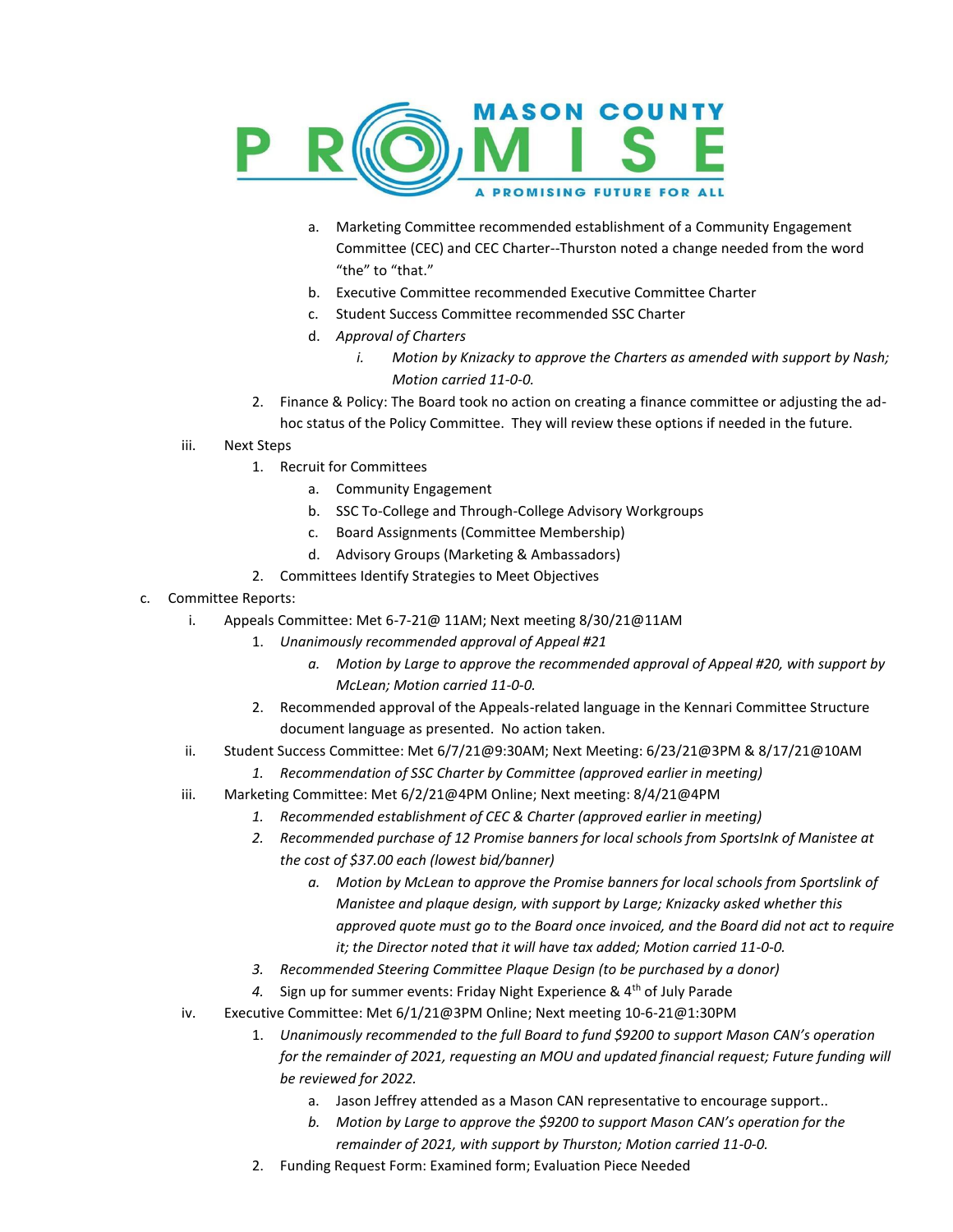a. Marketing Committee recommended establishment of a Community Engagement Committee (CEC) and CEC Charter--Thurston noted a change needed from the word "the" to "that."

b. Executive Committee recommended Executive Committee Charter

c. Student Success Committee recommended SSC Charter

d. *Approval of Charters*

   i. *Motion by Knizacky to approve the Charters as amended with support by Nash; Motion carried 11-0-0.*

2. Finance & Policy: The Board took no action on creating a finance committee or adjusting the ad-hoc status of the Policy Committee. They will review these options if needed in the future.

iii. Next Steps

1. Recruit for Committees

   a. Community Engagement

   b. SSC To-College and Through-College Advisory Workgroups

   c. Board Assignments (Committee Membership)

   d. Advisory Groups (Marketing & Ambassadors)

2. Committees Identify Strategies to Meet Objectives

c. Committee Reports:

i. Appeals Committee: Met 6-7-21@ 11AM; Next meeting 8/30/21@11AM

1. *Unanimously recommended approval of Appeal #21*

   a. *Motion by Large to approve the recommended approval of Appeal #20, with support by McLean; Motion carried 11-0-0.*

2. Recommended approval of the Appeals-related language in the Kennari Committee Structure document language as presented. No action taken.

ii. Student Success Committee: Met 6/7/21@9:30AM; Next Meeting: 6/23/21@3PM & 8/17/21@10AM

1. *Recommendation of SSC Charter by Committee (approved earlier in meeting)*

iii. Marketing Committee: Met 6/2/21@4PM Online; Next meeting: 8/4/21@4PM

1. *Recommended establishment of CEC & Charter (approved earlier in meeting)*

2. *Recommended purchase of 12 Promise banners for local schools from SportsInk of Manistee at the cost of $37.00 each (lowest bid/banner)*

   a. *Motion by McLean to approve the Promise banners for local schools from Sportslink of Manistee and plaque design, with support by Large; Knizacky asked whether this approved quote must go to the Board once invoiced, and the Board did not act to require it; the Director noted that it will have tax added; Motion carried 11-0-0.*

3. *Recommended Steering Committee Plaque Design (to be purchased by a donor)*

4. Sign up for summer events: Friday Night Experience & 4th of July Parade

iv. Executive Committee: Met 6/1/21@3PM Online; Next meeting 10-6-21@1:30PM

1. *Unanimously recommended to the full Board to fund $9200 to support Mason CAN's operation for the remainder of 2021, requesting an MOU and updated financial request; Future funding will be reviewed for 2022.*

   a. Jason Jeffrey attended as a Mason CAN representative to encourage support..

   b. *Motion by Large to approve the $9200 to support Mason CAN's operation for the remainder of 2021, with support by Thurston; Motion carried 11-0-0.*

2. Funding Request Form: Examined form; Evaluation Piece Needed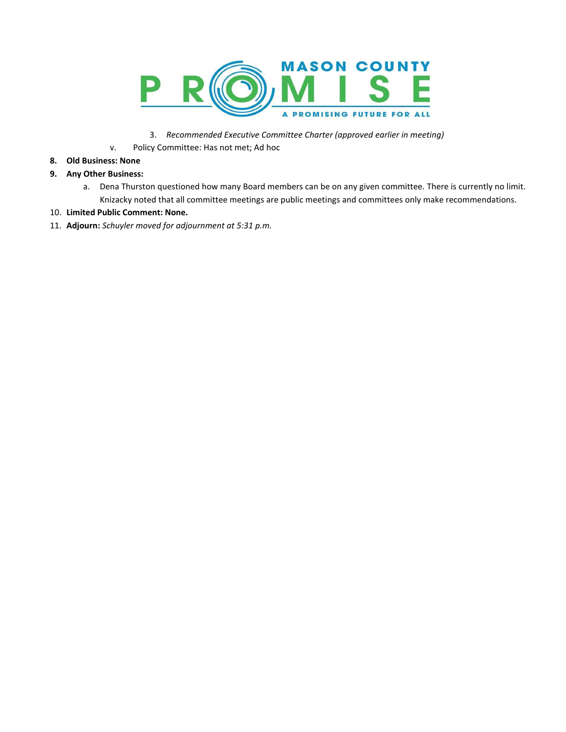3. *Recommended Executive Committee Charter (approved earlier in meeting)*

v. Policy Committee: Has not met; Ad hoc

**8. Old Business: None**

**9. Any Other Business:**

a. Dena Thurston questioned how many Board members can be on any given committee. There is currently no limit. Knizacky noted that all committee meetings are public meetings and committees only make recommendations.

10. **Limited Public Comment: None.**

11. **Adjourn:** *Schuyler moved for adjournment at 5:31 p.m.*